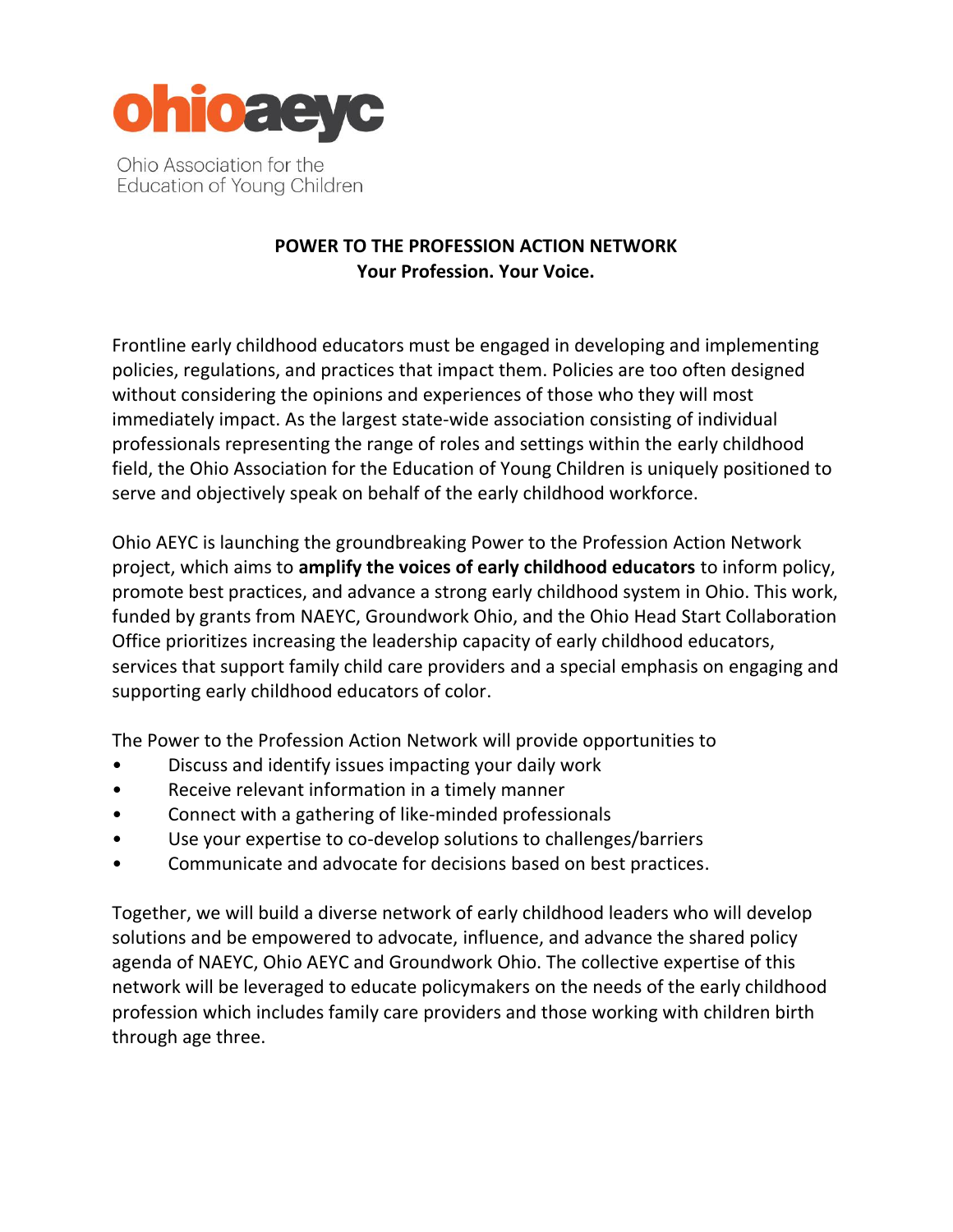ohioaeyc

Ohio Association for the Education of Young Children

# POWER TO THE PROFESSION ACTION NETWORK

## Your Profession. Your Voice.

Frontline early childhood educators must be engaged in developing and implementing policies, regulations, and practices that impact them. Policies are too often designed without considering the opinions and experiences of those who they will most immediately impact. As the largest state-wide association consisting of individual professionals representing the range of roles and settings within the early childhood field, the Ohio Association for the Education of Young Children is uniquely positioned to serve and objectively speak on behalf of the early childhood workforce.

Ohio AEYC is launching the groundbreaking Power to the Profession Action Network project, which aims to **amplify the voices of early childhood educators** to inform policy, promote best practices, and advance a strong early childhood system in Ohio. This work, funded by grants from NAEYC, Groundwork Ohio, and the Ohio Head Start Collaboration Office prioritizes increasing the leadership capacity of early childhood educators, services that support family child care providers and a special emphasis on engaging and supporting early childhood educators of color.

The Power to the Profession Action Network will provide opportunities to

- Discuss and identify issues impacting your daily work
- Receive relevant information in a timely manner
- Connect with a gathering of like-minded professionals
- Use your expertise to co-develop solutions to challenges/barriers
- Communicate and advocate for decisions based on best practices.

Together, we will build a diverse network of early childhood leaders who will develop solutions and be empowered to advocate, influence, and advance the shared policy agenda of NAEYC, Ohio AEYC and Groundwork Ohio. The collective expertise of this network will be leveraged to educate policymakers on the needs of the early childhood profession which includes family care providers and those working with children birth through age three.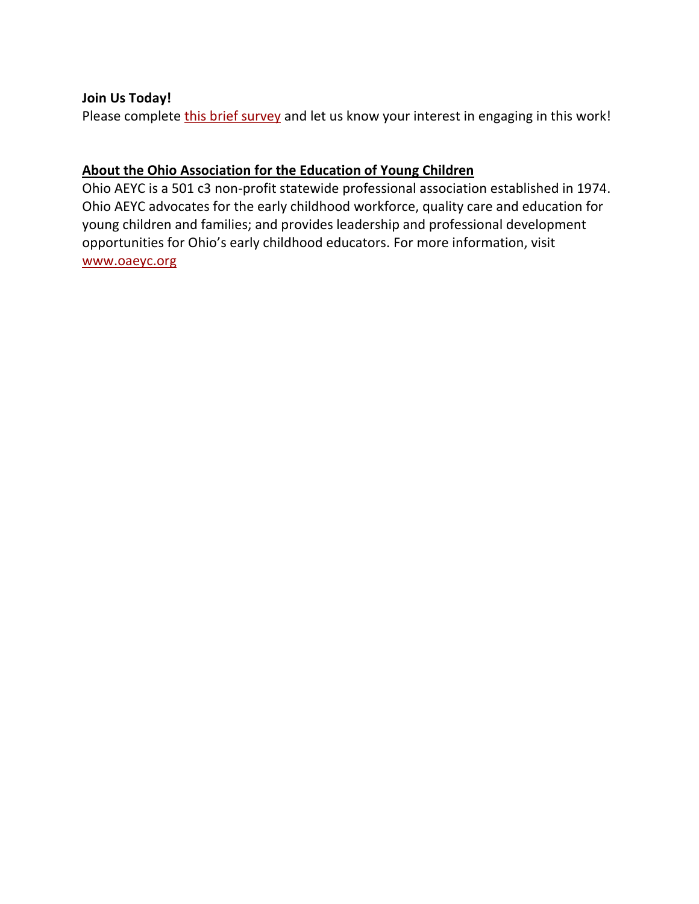**Join Us Today!**

Please complete this brief survey and let us know your interest in engaging in this work!

**About the Ohio Association for the Education of Young Children**

Ohio AEYC is a 501 c3 non-profit statewide professional association established in 1974. Ohio AEYC advocates for the early childhood workforce, quality care and education for young children and families; and provides leadership and professional development opportunities for Ohio's early childhood educators. For more information, visit www.oaeyc.org